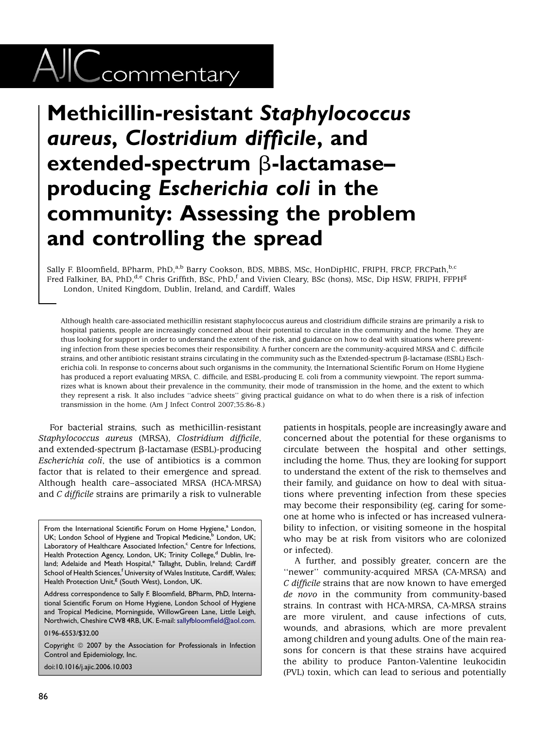AJC commentary

# Methicillin-resistant *Staphylococcus aureus*, *Clostridium difficile*, and extended-spectrum β-lactamase–producing *Escherichia coli* in the community: Assessing the problem and controlling the spread

Sally F. Bloomfield, BPharm, PhD,[a,b] Barry Cookson, BDS, MBBS, MSc, HonDipHIC, FRIPH, FRCP, FRCPath,[b,c] Fred Falkiner, BA, PhD,[d,e] Chris Griffith, BSc, PhD,[f] and Vivien Cleary, BSc (hons), MSc, Dip HSW, FRIPH, FFPH[g]
London, United Kingdom, Dublin, Ireland, and Cardiff, Wales

Although health care-associated methicillin resistant staphylococcus aureus and clostridium difficile strains are primarily a risk to hospital patients, people are increasingly concerned about their potential to circulate in the community and the home. They are thus looking for support in order to understand the extent of the risk, and guidance on how to deal with situations where preventing infection from these species becomes their responsibility. A further concern are the community-acquired MRSA and C. difficile strains, and other antibiotic resistant strains circulating in the community such as the Extended-spectrum β-lactamase (ESBL) Escherichia coli. In response to concerns about such organisms in the community, the International Scientific Forum on Home Hygiene has produced a report evaluating MRSA, C. difficile, and ESBL-producing E. coli from a community viewpoint. The report summarizes what is known about their prevalence in the community, their mode of transmission in the home, and the extent to which they represent a risk. It also includes "advice sheets" giving practical guidance on what to do when there is a risk of infection transmission in the home. (Am J Infect Control 2007;35:86-8.)

For bacterial strains, such as methicillin-resistant *Staphylococcus aureus* (MRSA), *Clostridium difficile*, and extended-spectrum β-lactamase (ESBL)-producing *Escherichia coli*, the use of antibiotics is a common factor that is related to their emergence and spread. Although health care–associated MRSA (HCA-MRSA) and *C difficile* strains are primarily a risk to vulnerable patients in hospitals, people are increasingly aware and concerned about the potential for these organisms to circulate between the hospital and other settings, including the home. Thus, they are looking for support to understand the extent of the risk to themselves and their family, and guidance on how to deal with situations where preventing infection from these species may become their responsibility (eg, caring for someone at home who is infected or has increased vulnerability to infection, or visiting someone in the hospital who may be at risk from visitors who are colonized or infected).

A further, and possibly greater, concern are the "newer" community-acquired MRSA (CA-MRSA) and *C difficile* strains that are now known to have emerged *de novo* in the community from community-based strains. In contrast with HCA-MRSA, CA-MRSA strains are more virulent, and cause infections of cuts, wounds, and abrasions, which are more prevalent among children and young adults. One of the main reasons for concern is that these strains have acquired the ability to produce Panton-Valentine leukocidin (PVL) toxin, which can lead to serious and potentially

From the International Scientific Forum on Home Hygiene,[a] London, UK; London School of Hygiene and Tropical Medicine,[b] London, UK; Laboratory of Healthcare Associated Infection,[c] Centre for Infections, Health Protection Agency, London, UK; Trinity College,[d] Dublin, Ireland; Adelaide and Meath Hospital,[e] Tallaght, Dublin, Ireland; Cardiff School of Health Sciences,[f] University of Wales Institute, Cardiff, Wales; Health Protection Unit,[g] (South West), London, UK.

Address correspondence to Sally F. Bloomfield, BPharm, PhD, International Scientific Forum on Home Hygiene, London School of Hygiene and Tropical Medicine, Morningside, WillowGreen Lane, Little Leigh, Northwich, Cheshire CW8 4RB, UK. E-mail: sallyfbloomfield@aol.com.

0196-6553/$32.00

Copyright © 2007 by the Association for Professionals in Infection Control and Epidemiology, Inc.

doi:10.1016/j.ajic.2006.10.003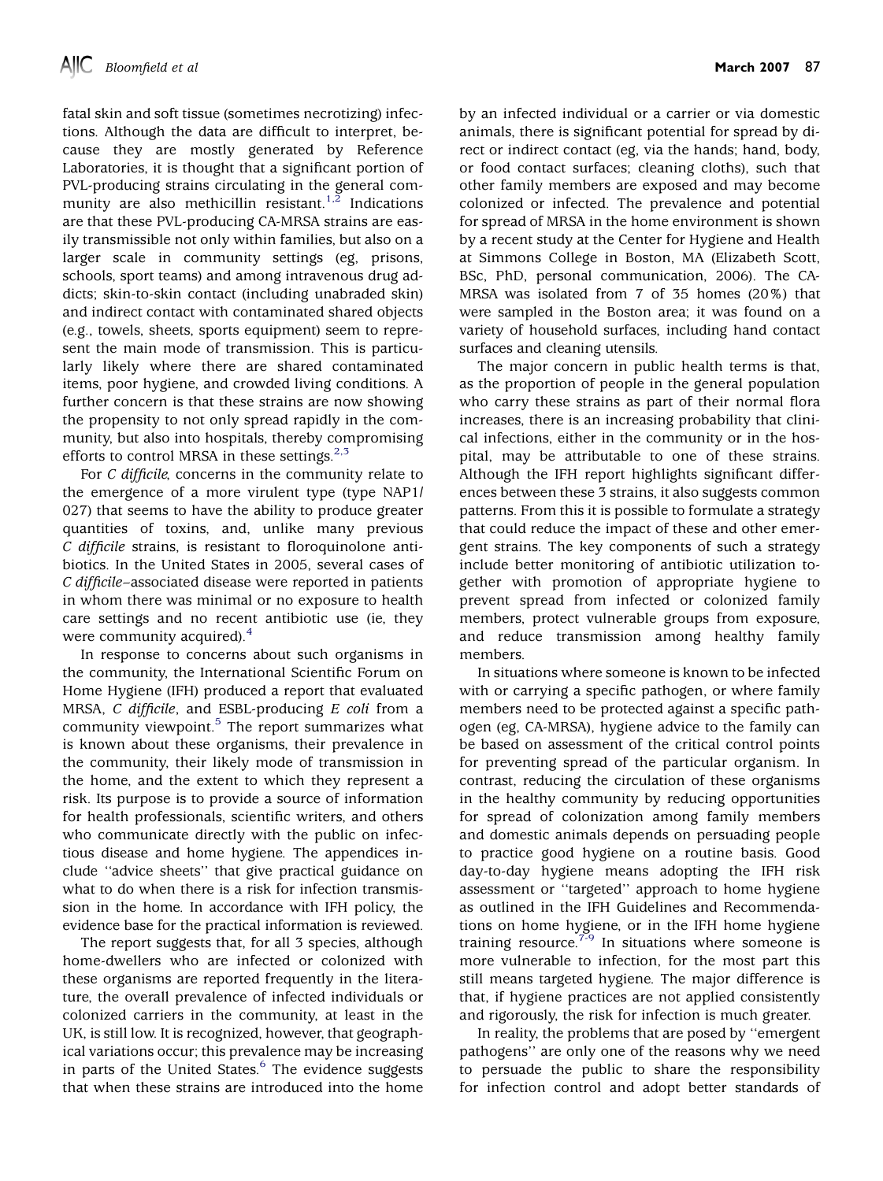fatal skin and soft tissue (sometimes necrotizing) infections. Although the data are difficult to interpret, because they are mostly generated by Reference Laboratories, it is thought that a significant portion of PVL-producing strains circulating in the general community are also methicillin resistant.[1,2] Indications are that these PVL-producing CA-MRSA strains are easily transmissible not only within families, but also on a larger scale in community settings (eg, prisons, schools, sport teams) and among intravenous drug addicts; skin-to-skin contact (including unabraded skin) and indirect contact with contaminated shared objects (e.g., towels, sheets, sports equipment) seem to represent the main mode of transmission. This is particularly likely where there are shared contaminated items, poor hygiene, and crowded living conditions. A further concern is that these strains are now showing the propensity to not only spread rapidly in the community, but also into hospitals, thereby compromising efforts to control MRSA in these settings.[2,3]

For *C difficile*, concerns in the community relate to the emergence of a more virulent type (type NAP1/027) that seems to have the ability to produce greater quantities of toxins, and, unlike many previous *C difficile* strains, is resistant to floroquinolone antibiotics. In the United States in 2005, several cases of *C difficile*–associated disease were reported in patients in whom there was minimal or no exposure to health care settings and no recent antibiotic use (ie, they were community acquired).[4]

In response to concerns about such organisms in the community, the International Scientific Forum on Home Hygiene (IFH) produced a report that evaluated MRSA, *C difficile*, and ESBL-producing *E coli* from a community viewpoint.[5] The report summarizes what is known about these organisms, their prevalence in the community, their likely mode of transmission in the home, and the extent to which they represent a risk. Its purpose is to provide a source of information for health professionals, scientific writers, and others who communicate directly with the public on infectious disease and home hygiene. The appendices include "advice sheets" that give practical guidance on what to do when there is a risk for infection transmission in the home. In accordance with IFH policy, the evidence base for the practical information is reviewed.

The report suggests that, for all 3 species, although home-dwellers who are infected or colonized with these organisms are reported frequently in the literature, the overall prevalence of infected individuals or colonized carriers in the community, at least in the UK, is still low. It is recognized, however, that geographical variations occur; this prevalence may be increasing in parts of the United States.[6] The evidence suggests that when these strains are introduced into the home by an infected individual or a carrier or via domestic animals, there is significant potential for spread by direct or indirect contact (eg, via the hands; hand, body, or food contact surfaces; cleaning cloths), such that other family members are exposed and may become colonized or infected. The prevalence and potential for spread of MRSA in the home environment is shown by a recent study at the Center for Hygiene and Health at Simmons College in Boston, MA (Elizabeth Scott, BSc, PhD, personal communication, 2006). The CA-MRSA was isolated from 7 of 35 homes (20%) that were sampled in the Boston area; it was found on a variety of household surfaces, including hand contact surfaces and cleaning utensils.

The major concern in public health terms is that, as the proportion of people in the general population who carry these strains as part of their normal flora increases, there is an increasing probability that clinical infections, either in the community or in the hospital, may be attributable to one of these strains. Although the IFH report highlights significant differences between these 3 strains, it also suggests common patterns. From this it is possible to formulate a strategy that could reduce the impact of these and other emergent strains. The key components of such a strategy include better monitoring of antibiotic utilization together with promotion of appropriate hygiene to prevent spread from infected or colonized family members, protect vulnerable groups from exposure, and reduce transmission among healthy family members.

In situations where someone is known to be infected with or carrying a specific pathogen, or where family members need to be protected against a specific pathogen (eg, CA-MRSA), hygiene advice to the family can be based on assessment of the critical control points for preventing spread of the particular organism. In contrast, reducing the circulation of these organisms in the healthy community by reducing opportunities for spread of colonization among family members and domestic animals depends on persuading people to practice good hygiene on a routine basis. Good day-to-day hygiene means adopting the IFH risk assessment or "targeted" approach to home hygiene as outlined in the IFH Guidelines and Recommendations on home hygiene, or in the IFH home hygiene training resource.[7-9] In situations where someone is more vulnerable to infection, for the most part this still means targeted hygiene. The major difference is that, if hygiene practices are not applied consistently and rigorously, the risk for infection is much greater.

In reality, the problems that are posed by "emergent pathogens" are only one of the reasons why we need to persuade the public to share the responsibility for infection control and adopt better standards of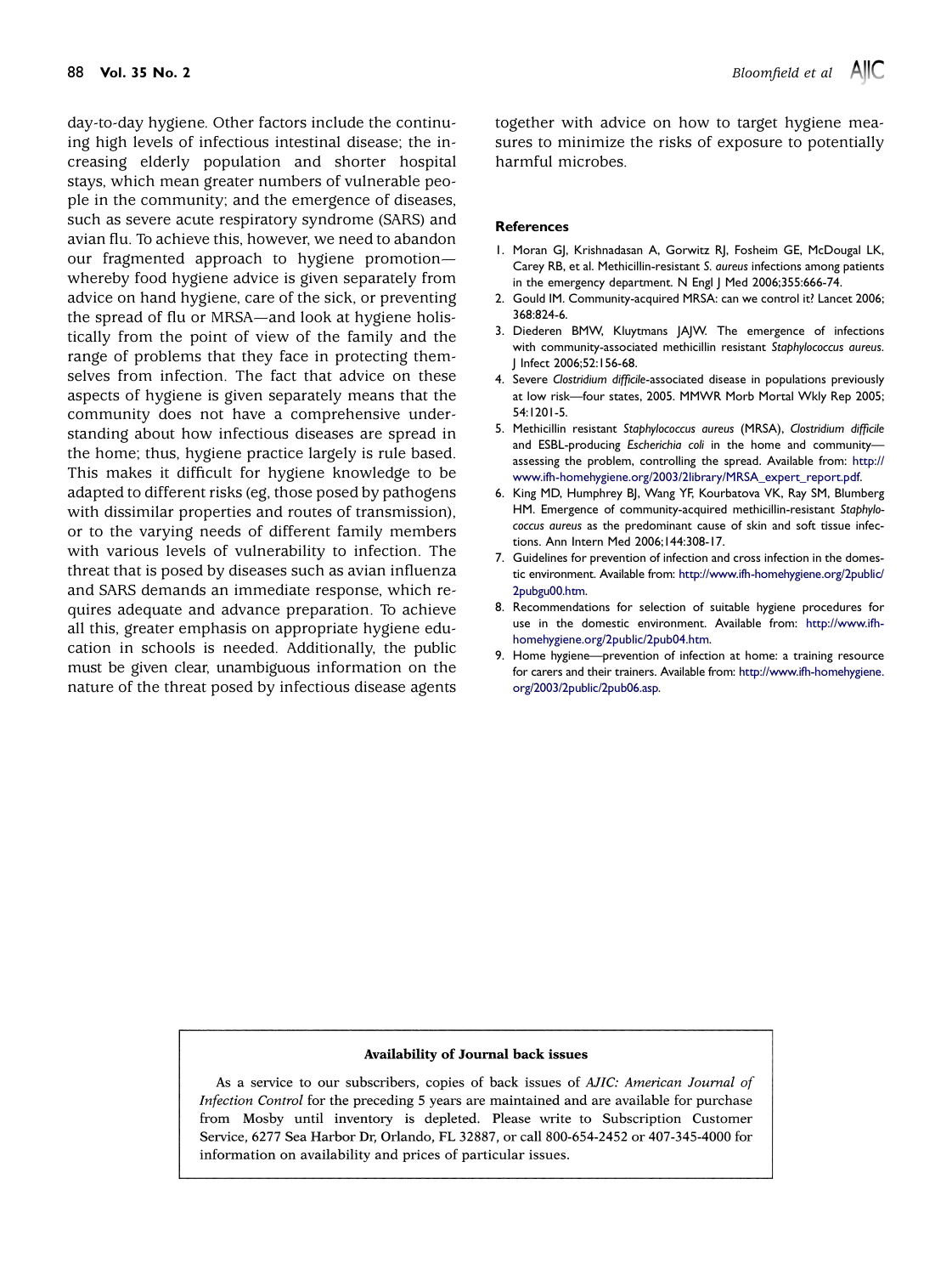day-to-day hygiene. Other factors include the continuing high levels of infectious intestinal disease; the increasing elderly population and shorter hospital stays, which mean greater numbers of vulnerable people in the community; and the emergence of diseases, such as severe acute respiratory syndrome (SARS) and avian flu. To achieve this, however, we need to abandon our fragmented approach to hygiene promotion—whereby food hygiene advice is given separately from advice on hand hygiene, care of the sick, or preventing the spread of flu or MRSA—and look at hygiene holistically from the point of view of the family and the range of problems that they face in protecting themselves from infection. The fact that advice on these aspects of hygiene is given separately means that the community does not have a comprehensive understanding about how infectious diseases are spread in the home; thus, hygiene practice largely is rule based. This makes it difficult for hygiene knowledge to be adapted to different risks (eg, those posed by pathogens with dissimilar properties and routes of transmission), or to the varying needs of different family members with various levels of vulnerability to infection. The threat that is posed by diseases such as avian influenza and SARS demands an immediate response, which requires adequate and advance preparation. To achieve all this, greater emphasis on appropriate hygiene education in schools is needed. Additionally, the public must be given clear, unambiguous information on the nature of the threat posed by infectious disease agents together with advice on how to target hygiene measures to minimize the risks of exposure to potentially harmful microbes.

## References

1. Moran GJ, Krishnadasan A, Gorwitz RJ, Fosheim GE, McDougal LK, Carey RB, et al. Methicillin-resistant *S. aureus* infections among patients in the emergency department. N Engl J Med 2006;355:666-74.
2. Gould IM. Community-acquired MRSA: can we control it? Lancet 2006; 368:824-6.
3. Diederen BMW, Kluytmans JAJW. The emergence of infections with community-associated methicillin resistant *Staphylococcus aureus*. J Infect 2006;52:156-68.
4. Severe *Clostridium difficile*-associated disease in populations previously at low risk—four states, 2005. MMWR Morb Mortal Wkly Rep 2005; 54:1201-5.
5. Methicillin resistant *Staphylococcus aureus* (MRSA), *Clostridium difficile* and ESBL-producing *Escherichia coli* in the home and community—assessing the problem, controlling the spread. Available from: http://www.ifh-homehygiene.org/2003/2library/MRSA_expert_report.pdf.
6. King MD, Humphrey BJ, Wang YF, Kourbatova VK, Ray SM, Blumberg HM. Emergence of community-acquired methicillin-resistant *Staphylococcus aureus* as the predominant cause of skin and soft tissue infections. Ann Intern Med 2006;144:308-17.
7. Guidelines for prevention of infection and cross infection in the domestic environment. Available from: http://www.ifh-homehygiene.org/2public/2pubgu00.htm.
8. Recommendations for selection of suitable hygiene procedures for use in the domestic environment. Available from: http://www.ifh-homehygiene.org/2public/2pub04.htm.
9. Home hygiene—prevention of infection at home: a training resource for carers and their trainers. Available from: http://www.ifh-homehygiene.org/2003/2public/2pub06.asp.

**Availability of Journal back issues**

As a service to our subscribers, copies of back issues of *AJIC: American Journal of Infection Control* for the preceding 5 years are maintained and are available for purchase from Mosby until inventory is depleted. Please write to Subscription Customer Service, 6277 Sea Harbor Dr, Orlando, FL 32887, or call 800-654-2452 or 407-345-4000 for information on availability and prices of particular issues.